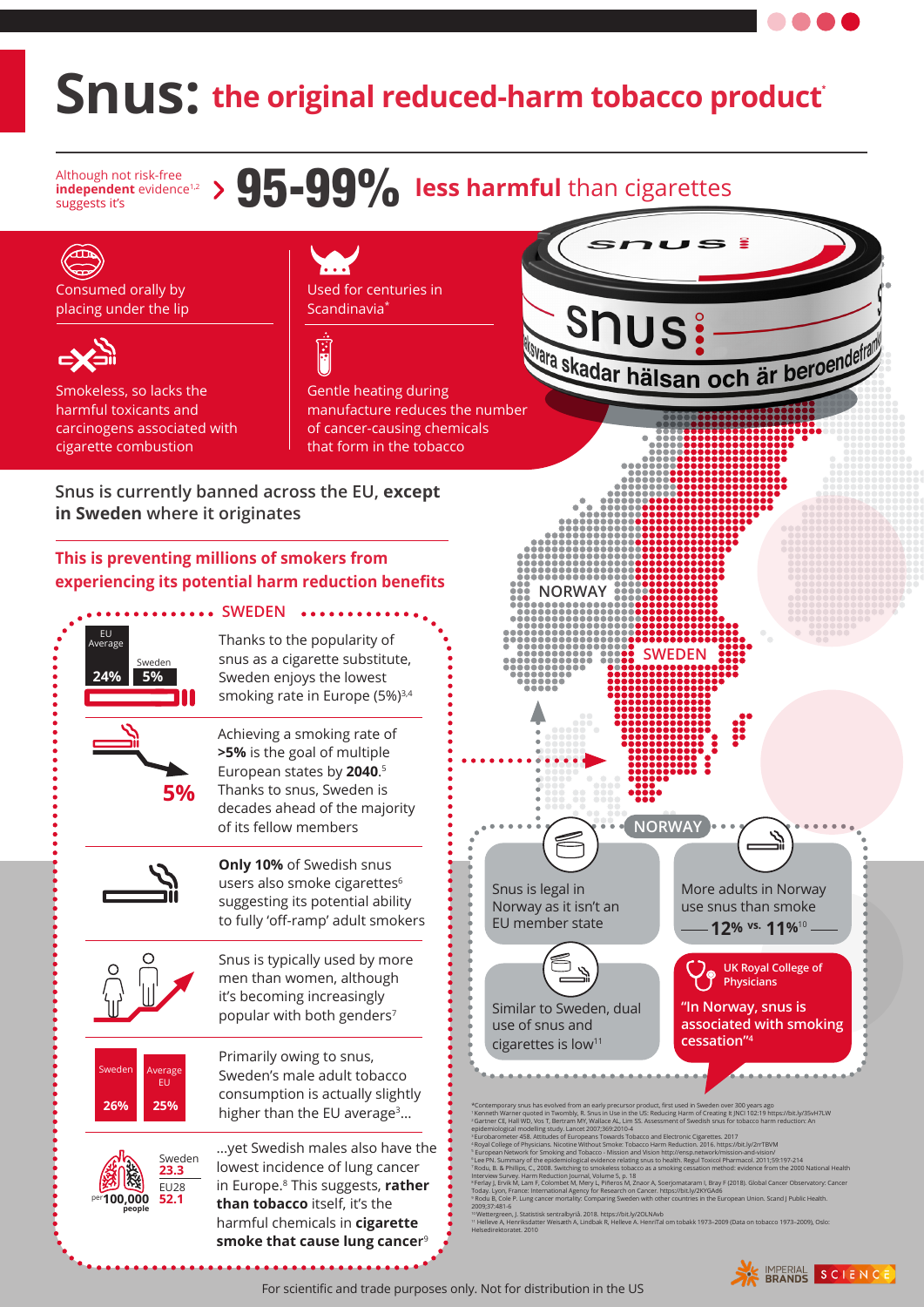# Snus: the original reduced-harm tobacco product*

Although not risk-free **independent** evidence[1,2] suggests it's **95-99%** **less harmful** than cigarettes

Consumed orally by placing under the lip

Used for centuries in Scandinavia*

Smokeless, so lacks the harmful toxicants and carcinogens associated with cigarette combustion

Gentle heating during manufacture reduces the number of cancer-causing chemicals that form in the tobacco

Snus is currently banned across the EU, **except in Sweden** where it originates

## This is preventing millions of smokers from experiencing its potential harm reduction benefits

### SWEDEN

EU Average 24% | Sweden 5%

Thanks to the popularity of snus as a cigarette substitute, Sweden enjoys the lowest smoking rate in Europe (5%)[3,4]

5%

Achieving a smoking rate of **>5%** is the goal of multiple European states by **2040**.[5] Thanks to snus, Sweden is decades ahead of the majority of its fellow members

**Only 10%** of Swedish snus users also smoke cigarettes[6] suggesting its potential ability to fully 'off-ramp' adult smokers

Snus is typically used by more men than women, although it's becoming increasingly popular with both genders[7]

Sweden 26% | Average EU 25%

Primarily owing to snus, Sweden's male adult tobacco consumption is actually slightly higher than the EU average[3]...

Sweden 23.3 | EU28 52.1 per 100,000 people

...yet Swedish males also have the lowest incidence of lung cancer in Europe.[8] This suggests, **rather than tobacco** itself, it's the harmful chemicals in **cigarette smoke that cause lung cancer**[9]

### NORWAY

Snus is legal in Norway as it isn't an EU member state

More adults in Norway use snus than smoke **12%** vs. **11%**[10]

Similar to Sweden, dual use of snus and cigarettes is low[11]

**UK Royal College of Physicians**

**"In Norway, snus is associated with smoking cessation"**[4]

*Contemporary snus has evolved from an early precursor product, first used in Sweden over 300 years ago
[1] Kenneth Warner quoted in Twombly, R. Snus in Use in the US: Reducing Harm of Creating It JNCI 102:19 https://bit.ly/35vH7LW
[2] Gartner CE, Hall WD, Vos T, Bertram MY, Wallace AL, Lim SS. Assessment of Swedish snus for tobacco harm reduction: An epidemiological modelling study. Lancet 2007;369:2010-4
[3] Eurobarometer 458. Attitudes of Europeans Towards Tobacco and Electronic Cigarettes. 2017
[4] Royal College of Physicians. Nicotine Without Smoke: Tobacco Harm Reduction. 2016. https://bit.ly/2rrTBVM
[5] European Network for Smoking and Tobacco - Mission and Vision http://ensp.network/mission-and-vision/
[6] Lee PN. Summary of the epidemiological evidence relating snus to health. Regul Toxicol Pharmacol. 2011;59:197-214
[7] Rodu, B. & Phillips, C., 2008. Switching to smokeless tobacco as a smoking cessation method: evidence from the 2000 National Health Interview Survey. Harm Reduction Journal, Volume 5, p. 18
[8] Ferlay J, Ervik M, Lam F, Colombet M, Mery L, Piñeros M, Znaor A, Soerjomataram I, Bray F (2018). Global Cancer Observatory: Cancer Today. Lyon, France: International Agency for Research on Cancer. https://bit.ly/2KYGAd6
[9] Rodu B, Cole P. Lung cancer mortality: Comparing Sweden with other countries in the European Union. Scand J Public Health. 2009;37:481-6
[10] Wettergreen, J. Statistisk sentralbyrå. 2018. https://bit.ly/2OLNAvb
[11] Helleve A, Henriksdatter Weisæth A, Lindbak R, Helleve A. HenriTal om tobakk 1973–2009 (Data on tobacco 1973–2009), Oslo: Helsedirektoratet. 2010

For scientific and trade purposes only. Not for distribution in the US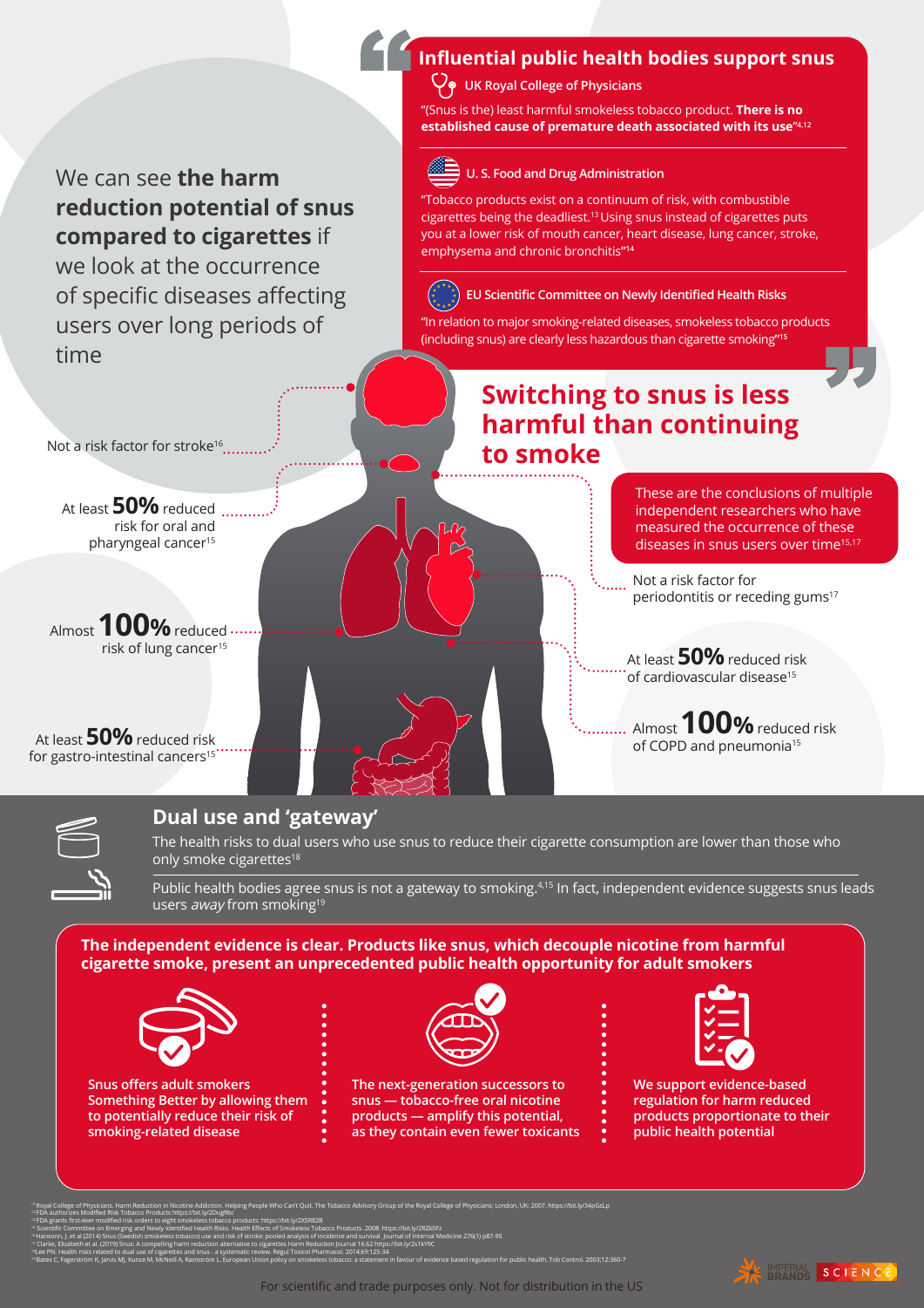## Influential public health bodies support snus

**UK Royal College of Physicians**

"(Snus is the) least harmful smokeless tobacco product. **There is no established cause of premature death associated with its use**"[4,12]

**U. S. Food and Drug Administration**

"Tobacco products exist on a continuum of risk, with combustible cigarettes being the deadliest.[13] Using snus instead of cigarettes puts you at a lower risk of mouth cancer, heart disease, lung cancer, stroke, emphysema and chronic bronchitis"[14]

**EU Scientific Committee on Newly Identified Health Risks**

"In relation to major smoking-related diseases, smokeless tobacco products (including snus) are clearly less hazardous than cigarette smoking"[15]

We can see **the harm reduction potential of snus compared to cigarettes** if we look at the occurrence of specific diseases affecting users over long periods of time

## Switching to snus is less harmful than continuing to smoke

These are the conclusions of multiple independent researchers who have measured the occurrence of these diseases in snus users over time[15,17]

- Not a risk factor for stroke[16]
- At least **50%** reduced risk for oral and pharyngeal cancer[15]
- Almost **100%** reduced risk of lung cancer[15]
- At least **50%** reduced risk for gastro-intestinal cancers[15]
- Not a risk factor for periodontitis or receding gums[17]
- At least **50%** reduced risk of cardiovascular disease[15]
- Almost **100%** reduced risk of COPD and pneumonia[15]

## Dual use and 'gateway'

The health risks to dual users who use snus to reduce their cigarette consumption are lower than those who only smoke cigarettes[18]

Public health bodies agree snus is not a gateway to smoking.[4,15] In fact, independent evidence suggests snus leads users *away* from smoking[19]

**The independent evidence is clear. Products like snus, which decouple nicotine from harmful cigarette smoke, present an unprecedented public health opportunity for adult smokers**

**Snus offers adult smokers Something Better by allowing them to potentially reduce their risk of smoking-related disease**

**The next-generation successors to snus — tobacco-free oral nicotine products — amplify this potential, as they contain even fewer toxicants**

**We support evidence-based regulation for harm reduced products proportionate to their public health potential**

[12] Royal College of Physicians. Harm Reduction in Nicotine Addiction. Helping People Who Can't Quit. The Tobacco Advisory Group of the Royal College of Physicians; London, UK: 2007. https://bit.ly/34pGsLp
[13] FDA authorizes Modified Risk Tobacco Products https://bit.ly/2Dug9bc
[14] FDA grants first-ever modified risk orders to eight smokeless tobacco products: https://bit.ly/2XSR82B
[15] Scientific Committee on Emerging and Newly Identified Health Risks. Health Effects of Smokeless Tobacco Products. 2008. https://bit.ly/2RZk0Fz
[16] Hansson, J. et al (2014) Snus (Swedish smokeless tobacco) use and risk of stroke: pooled analysis of incidence and survival. Journal of Internal Medicine 276(1) p87-95
[17] Clarke, Elizabeth et al. (2019) Snus: A compelling harm reduction alternative to cigarettes Harm Reduction Journal 16,62 https://bit.ly/2s1KY9C
[18] Lee PN. Health risks related to dual use of cigarettes and snus - a systematic review. Regul Toxicol Pharmacol. 2014;69:125-34
[19] Bates C, Fagerström K, Jarvis MJ, Kunze M, McNeill A, Ramström L. European Union policy on smokeless tobacco: a statement in favour of evidence based regulation for public health. Tob Control. 2003;12:360-7

For scientific and trade purposes only. Not for distribution in the US

IMPERIAL BRANDS SCIENCE